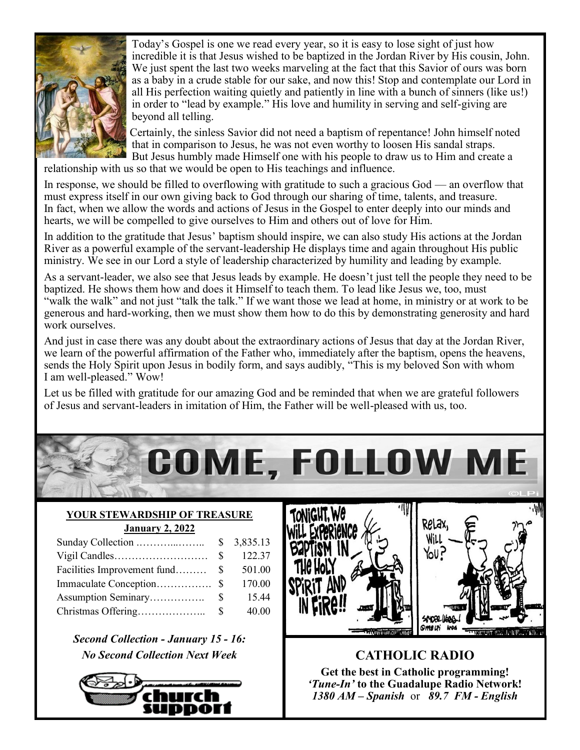Today's Gospel is one we read every year, so it is easy to lose sight of just how incredible it is that Jesus wished to be baptized in the Jordan River by His cousin, John. We just spent the last two weeks marveling at the fact that this Savior of ours was born as a baby in a crude stable for our sake, and now this! Stop and contemplate our Lord in all His perfection waiting quietly and patiently in line with a bunch of sinners (like us!) in order to "lead by example." His love and humility in serving and self-giving are beyond all telling.

Certainly, the sinless Savior did not need a baptism of repentance! John himself noted that in comparison to Jesus, he was not even worthy to loosen His sandal straps. But Jesus humbly made Himself one with his people to draw us to Him and create a relationship with us so that we would be open to His teachings and influence.

In response, we should be filled to overflowing with gratitude to such a gracious God — an overflow that must express itself in our own giving back to God through our sharing of time, talents, and treasure. In fact, when we allow the words and actions of Jesus in the Gospel to enter deeply into our minds and hearts, we will be compelled to give ourselves to Him and others out of love for Him.

In addition to the gratitude that Jesus' baptism should inspire, we can also study His actions at the Jordan River as a powerful example of the servant-leadership He displays time and again throughout His public ministry. We see in our Lord a style of leadership characterized by humility and leading by example.

As a servant-leader, we also see that Jesus leads by example. He doesn't just tell the people they need to be baptized. He shows them how and does it Himself to teach them. To lead like Jesus we, too, must "walk the walk" and not just "talk the talk." If we want those we lead at home, in ministry or at work to be generous and hard-working, then we must show them how to do this by demonstrating generosity and hard work ourselves.

And just in case there was any doubt about the extraordinary actions of Jesus that day at the Jordan River, we learn of the powerful affirmation of the Father who, immediately after the baptism, opens the heavens, sends the Holy Spirit upon Jesus in bodily form, and says audibly, "This is my beloved Son with whom I am well-pleased." Wow!

Let us be filled with gratitude for our amazing God and be reminded that when we are grateful followers of Jesus and servant-leaders in imitation of Him, the Father will be well-pleased with us, too.

# COME, FOLLOW ME

## YOUR STEWARDSHIP OF TREASURE

**January 2, 2022**

| | | |
|---|---|---|
| Sunday Collection | $ | 3,835.13 |
| Vigil Candles | $ | 122.37 |
| Facilities Improvement fund | $ | 501.00 |
| Immaculate Conception | $ | 170.00 |
| Assumption Seminary | $ | 15.44 |
| Christmas Offering | $ | 40.00 |

***Second Collection - January 15 - 16:***
***No Second Collection Next Week***

## CATHOLIC RADIO

**Get the best in Catholic programming!**
**'*Tune-In*' to the Guadalupe Radio Network!**
***1380 AM – Spanish*** or ***89.7 FM - English***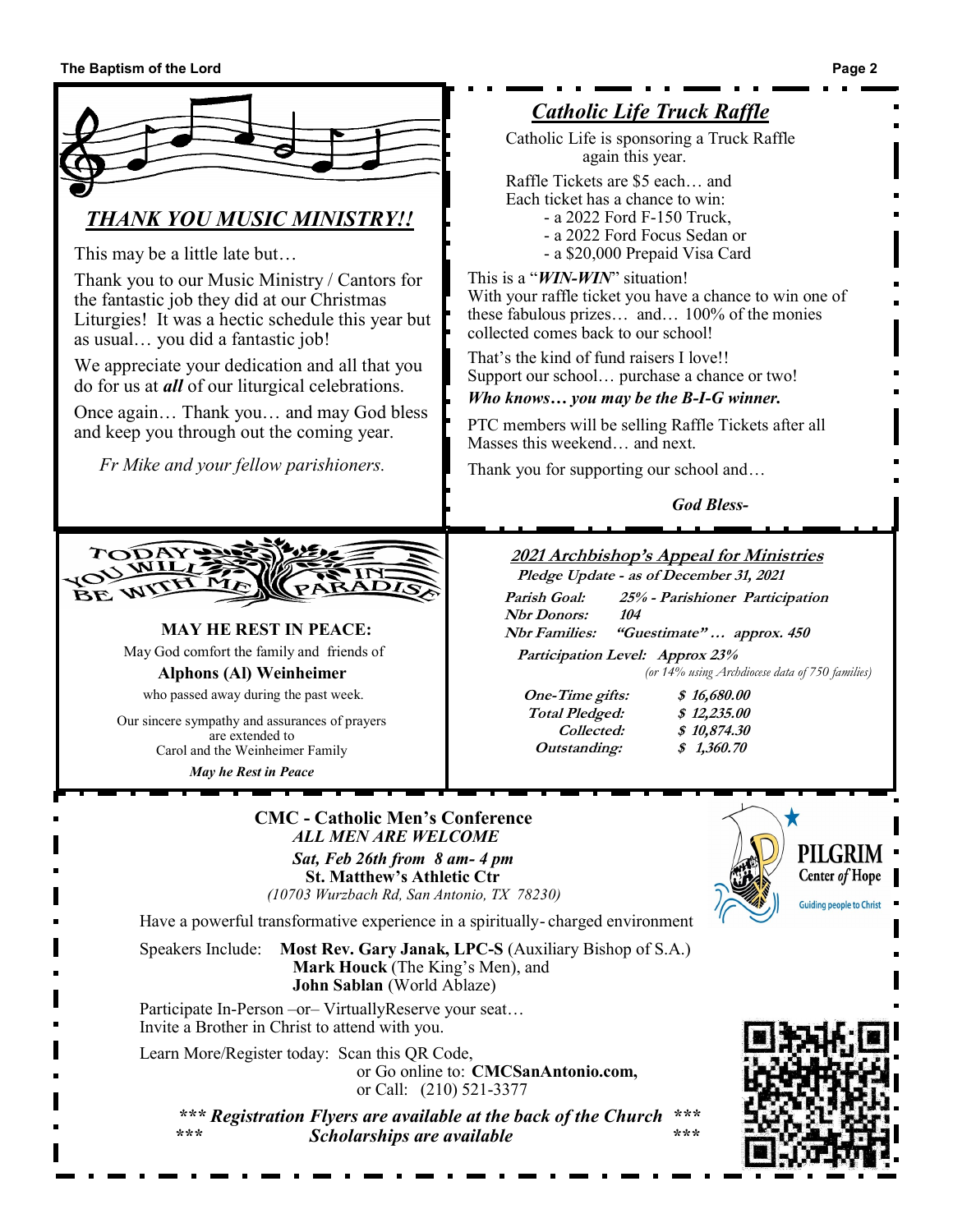## *THANK YOU MUSIC MINISTRY!!*

This may be a little late but…

Thank you to our Music Ministry / Cantors for the fantastic job they did at our Christmas Liturgies! It was a hectic schedule this year but as usual… you did a fantastic job!

We appreciate your dedication and all that you do for us at ***all*** of our liturgical celebrations.

Once again… Thank you… and may God bless and keep you through out the coming year.

*Fr Mike and your fellow parishioners.*

## *Catholic Life Truck Raffle*

Catholic Life is sponsoring a Truck Raffle again this year.

Raffle Tickets are $5 each… and
Each ticket has a chance to win:

- a 2022 Ford F-150 Truck,
- a 2022 Ford Focus Sedan or
- a $20,000 Prepaid Visa Card

This is a "***WIN-WIN***" situation!
With your raffle ticket you have a chance to win one of these fabulous prizes… and… 100% of the monies collected comes back to our school!

That's the kind of fund raisers I love!!
Support our school… purchase a chance or two!
***Who knows… you may be the B-I-G winner.***

PTC members will be selling Raffle Tickets after all Masses this weekend… and next.

Thank you for supporting our school and…

***God Bless-***

TODAY YOU WILL BE WITH ME IN PARADISE

**MAY HE REST IN PEACE:**

May God comfort the family and friends of

**Alphons (Al) Weinheimer**

who passed away during the past week.

Our sincere sympathy and assurances of prayers are extended to
Carol and the Weinheimer Family

***May he Rest in Peace***

## *2021 Archbishop's Appeal for Ministries*

***Pledge Update - as of December 31, 2021***

***Parish Goal:*** ***25% - Parishioner Participation***
***Nbr Donors:*** ***104***
***Nbr Families:*** ***"Guestimate" … approx. 450***

***Participation Level: Approx 23%***
*(or 14% using Archdiocese data of 750 families)*

| | |
|---|---|
| ***One-Time gifts:*** | ***$ 16,680.00*** |
| ***Total Pledged:*** | ***$ 12,235.00*** |
| ***Collected:*** | ***$ 10,874.30*** |
| ***Outstanding:*** | ***$ 1,360.70*** |

## CMC - Catholic Men's Conference

***ALL MEN ARE WELCOME***

***Sat, Feb 26th from 8 am- 4 pm***
**St. Matthew's Athletic Ctr**
*(10703 Wurzbach Rd, San Antonio, TX 78230)*

PILGRIM Center *of* Hope — Guiding people to Christ

Have a powerful transformative experience in a spiritually- charged environment

Speakers Include: **Most Rev. Gary Janak, LPC-S** (Auxiliary Bishop of S.A.)
**Mark Houck** (The King's Men), and
**John Sablan** (World Ablaze)

Participate In-Person –or– VirtuallyReserve your seat…
Invite a Brother in Christ to attend with you.

Learn More/Register today: Scan this QR Code,
or Go online to: **CMCSanAntonio.com,**
or Call: (210) 521-3377

***\*\*\* Registration Flyers are available at the back of the Church \*\*\****
***\*\*\* Scholarships are available \*\*\****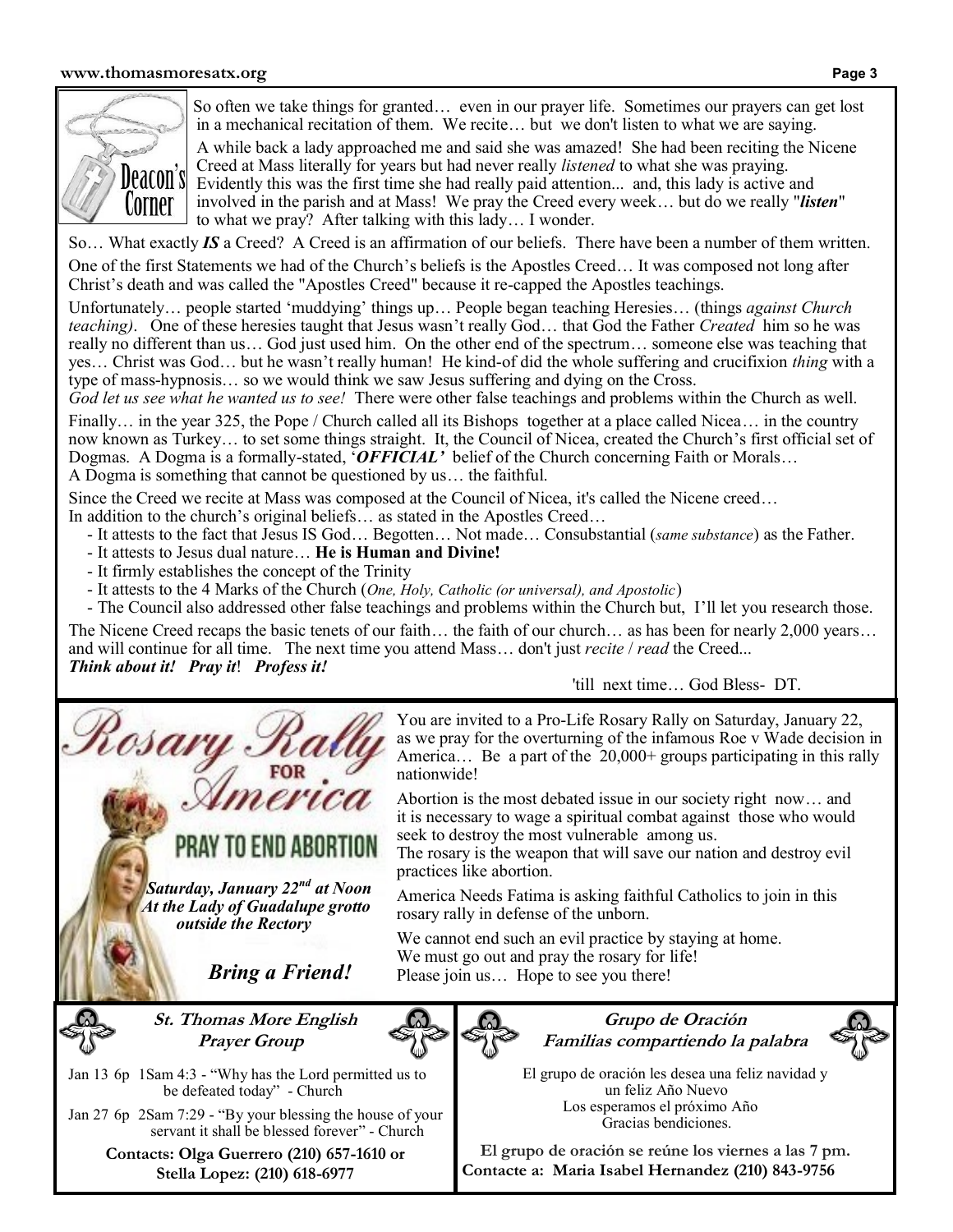## Deacon's Corner

So often we take things for granted… even in our prayer life. Sometimes our prayers can get lost in a mechanical recitation of them. We recite… but we don't listen to what we are saying.

A while back a lady approached me and said she was amazed! She had been reciting the Nicene Creed at Mass literally for years but had never really *listened* to what she was praying. Evidently this was the first time she had really paid attention... and, this lady is active and involved in the parish and at Mass! We pray the Creed every week… but do we really "***listen***" to what we pray? After talking with this lady… I wonder.

So… What exactly ***IS*** a Creed? A Creed is an affirmation of our beliefs. There have been a number of them written.

One of the first Statements we had of the Church's beliefs is the Apostles Creed… It was composed not long after Christ's death and was called the "Apostles Creed" because it re-capped the Apostles teachings.

Unfortunately… people started 'muddying' things up… People began teaching Heresies… (things *against Church teaching)*. One of these heresies taught that Jesus wasn't really God… that God the Father *Created* him so he was really no different than us… God just used him. On the other end of the spectrum… someone else was teaching that yes… Christ was God… but he wasn't really human! He kind-of did the whole suffering and crucifixion *thing* with a type of mass-hypnosis… so we would think we saw Jesus suffering and dying on the Cross.
*God let us see what he wanted us to see!* There were other false teachings and problems within the Church as well.

Finally… in the year 325, the Pope / Church called all its Bishops together at a place called Nicea… in the country now known as Turkey… to set some things straight. It, the Council of Nicea, created the Church's first official set of Dogmas. A Dogma is a formally-stated, '***OFFICIAL'*** belief of the Church concerning Faith or Morals…
A Dogma is something that cannot be questioned by us… the faithful.

Since the Creed we recite at Mass was composed at the Council of Nicea, it's called the Nicene creed…
In addition to the church's original beliefs… as stated in the Apostles Creed…

- It attests to the fact that Jesus IS God… Begotten… Not made… Consubstantial (*same substance*) as the Father.
- It attests to Jesus dual nature… **He is Human and Divine!**
- It firmly establishes the concept of the Trinity
- It attests to the 4 Marks of the Church (*One, Holy, Catholic (or universal), and Apostolic*)
- The Council also addressed other false teachings and problems within the Church but, I'll let you research those.

The Nicene Creed recaps the basic tenets of our faith… the faith of our church… as has been for nearly 2,000 years… and will continue for all time. The next time you attend Mass… don't just *recite* / *read* the Creed...
***Think about it! Pray it! Profess it!***

'till next time… God Bless- DT.

---

## Rosary Rally for America

**PRAY TO END ABORTION**

***Saturday, January 22nd at Noon***
***At the Lady of Guadalupe grotto outside the Rectory***

***Bring a Friend!***

You are invited to a Pro-Life Rosary Rally on Saturday, January 22, as we pray for the overturning of the infamous Roe v Wade decision in America… Be a part of the 20,000+ groups participating in this rally nationwide!

Abortion is the most debated issue in our society right now… and it is necessary to wage a spiritual combat against those who would seek to destroy the most vulnerable among us.
The rosary is the weapon that will save our nation and destroy evil practices like abortion.

America Needs Fatima is asking faithful Catholics to join in this rosary rally in defense of the unborn.

We cannot end such an evil practice by staying at home.
We must go out and pray the rosary for life!
Please join us… Hope to see you there!

---

### *St. Thomas More English Prayer Group*

Jan 13 6p 1Sam 4:3 - "Why has the Lord permitted us to be defeated today" - Church

Jan 27 6p 2Sam 7:29 - "By your blessing the house of your servant it shall be blessed forever" - Church

**Contacts: Olga Guerrero (210) 657-1610 or Stella Lopez: (210) 618-6977**

### *Grupo de Oración Familias compartiendo la palabra*

El grupo de oración les desea una feliz navidad y un feliz Año Nuevo
Los esperamos el próximo Año
Gracias bendiciones.

**El grupo de oración se reúne los viernes a las 7 pm.**
**Contacte a: Maria Isabel Hernandez (210) 843-9756**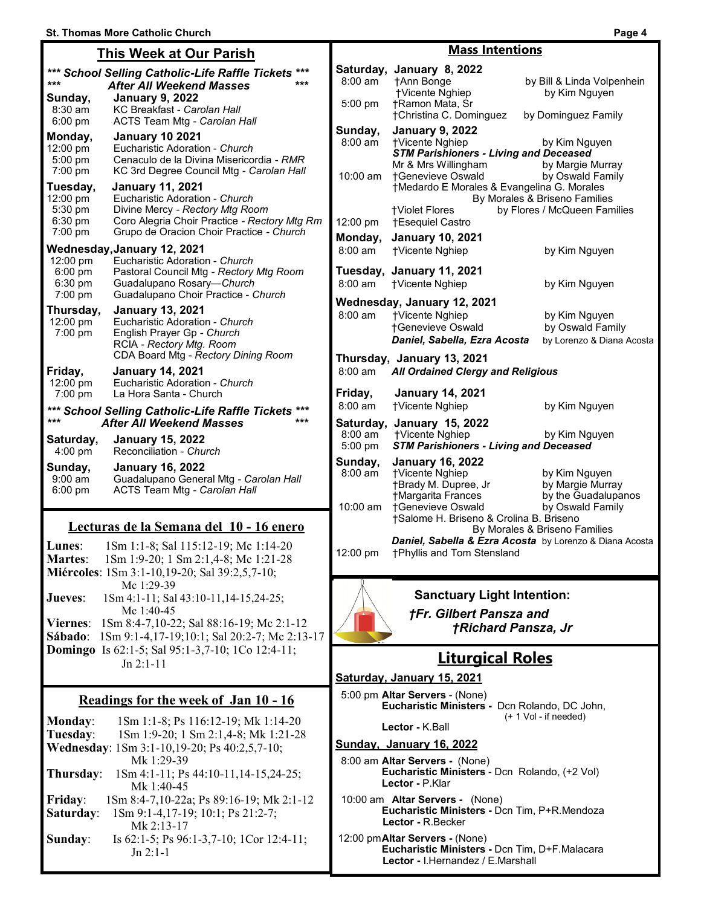## This Week at Our Parish

***** School Selling Catholic-Life Raffle Tickets *****
***** After All Weekend Masses *****

**Sunday, January 9, 2022**
- 8:30 am KC Breakfast - *Carolan Hall*
- 6:00 pm ACTS Team Mtg - *Carolan Hall*

**Monday, January 10 2021**
- 12:00 pm Eucharistic Adoration - *Church*
- 5:00 pm Cenaculo de la Divina Misericordia - *RMR*
- 7:00 pm KC 3rd Degree Council Mtg - *Carolan Hall*

**Tuesday, January 11, 2021**
- 12:00 pm Eucharistic Adoration - *Church*
- 5:30 pm Divine Mercy - *Rectory Mtg Room*
- 6:30 pm Coro Alegria Choir Practice - *Rectory Mtg Rm*
- 7:00 pm Grupo de Oracion Choir Practice - *Church*

**Wednesday, January 12, 2021**
- 12:00 pm Eucharistic Adoration - *Church*
- 6:00 pm Pastoral Council Mtg - *Rectory Mtg Room*
- 6:30 pm Guadalupano Rosary—*Church*
- 7:00 pm Guadalupano Choir Practice - *Church*

**Thursday, January 13, 2021**
- 12:00 pm Eucharistic Adoration - *Church*
- 7:00 pm English Prayer Gp - *Church*
  - RCIA - *Rectory Mtg. Room*
  - CDA Board Mtg - *Rectory Dining Room*

**Friday, January 14, 2021**
- 12:00 pm Eucharistic Adoration - *Church*
- 7:00 pm La Hora Santa - Church

***** School Selling Catholic-Life Raffle Tickets *****
***** After All Weekend Masses *****

**Saturday, January 15, 2022**
- 4:00 pm Reconciliation - *Church*

**Sunday, January 16, 2022**
- 9:00 am Guadalupano General Mtg - *Carolan Hall*
- 6:00 pm ACTS Team Mtg - *Carolan Hall*

## Lecturas de la Semana del 10 - 16 enero

**Lunes**: 1Sm 1:1-8; Sal 115:12-19; Mc 1:14-20
**Martes**: 1Sm 1:9-20; 1 Sm 2:1,4-8; Mc 1:21-28
**Miércoles**: 1Sm 3:1-10,19-20; Sal 39:2,5,7-10; Mc 1:29-39
**Jueves**: 1Sm 4:1-11; Sal 43:10-11,14-15,24-25; Mc 1:40-45
**Viernes**: 1Sm 8:4-7,10-22; Sal 88:16-19; Mc 2:1-12
**Sábado**: 1Sm 9:1-4,17-19;10:1; Sal 20:2-7; Mc 2:13-17
**Domingo** Is 62:1-5; Sal 95:1-3,7-10; 1Co 12:4-11; Jn 2:1-11

## Readings for the week of Jan 10 - 16

**Monday**: 1Sm 1:1-8; Ps 116:12-19; Mk 1:14-20
**Tuesday**: 1Sm 1:9-20; 1 Sm 2:1,4-8; Mk 1:21-28
**Wednesday**: 1Sm 3:1-10,19-20; Ps 40:2,5,7-10; Mk 1:29-39
**Thursday**: 1Sm 4:1-11; Ps 44:10-11,14-15,24-25; Mk 1:40-45
**Friday**: 1Sm 8:4-7,10-22a; Ps 89:16-19; Mk 2:1-12
**Saturday**: 1Sm 9:1-4,17-19; 10:1; Ps 21:2-7; Mk 2:13-17
**Sunday**: Is 62:1-5; Ps 96:1-3,7-10; 1Cor 12:4-11; Jn 2:1-1

## Mass Intentions

**Saturday, January 8, 2022**
- 8:00 am †Ann Bonge — by Bill & Linda Volpenhein
  - †Vicente Nghiep — by Kim Nguyen
- 5:00 pm †Ramon Mata, Sr
  - †Christina C. Dominguez — by Dominguez Family

**Sunday, January 9, 2022**
- 8:00 am †Vicente Nghiep — by Kim Nguyen
  - ***STM Parishioners - Living and Deceased***
  - Mr & Mrs Willingham — by Margie Murray
- 10:00 am †Genevieve Oswald — by Oswald Family
  - †Medardo E Morales & Evangelina G. Morales — By Morales & Briseno Families
  - †Violet Flores — by Flores / McQueen Families
- 12:00 pm †Esequiel Castro

**Monday, January 10, 2021**
- 8:00 am †Vicente Nghiep — by Kim Nguyen

**Tuesday, January 11, 2021**
- 8:00 am †Vicente Nghiep — by Kim Nguyen

**Wednesday, January 12, 2021**
- 8:00 am †Vicente Nghiep — by Kim Nguyen
  - †Genevieve Oswald — by Oswald Family
  - ***Daniel, Sabella, Ezra Acosta*** — by Lorenzo & Diana Acosta

**Thursday, January 13, 2021**
- 8:00 am ***All Ordained Clergy and Religious***

**Friday, January 14, 2021**
- 8:00 am †Vicente Nghiep — by Kim Nguyen

**Saturday, January 15, 2022**
- 8:00 am †Vicente Nghiep — by Kim Nguyen
- 5:00 pm ***STM Parishioners - Living and Deceased***

**Sunday, January 16, 2022**
- 8:00 am †Vicente Nghiep — by Kim Nguyen
  - †Brady M. Dupree, Jr — by Margie Murray
  - †Margarita Frances — by the Guadalupanos
- 10:00 am †Genevieve Oswald — by Oswald Family
  - †Salome H. Briseno & Crolina B. Briseno — By Morales & Briseno Families
  - ***Daniel, Sabella & Ezra Acosta*** by Lorenzo & Diana Acosta
- 12:00 pm †Phyllis and Tom Stensland

### Sanctuary Light Intention:

***†Fr. Gilbert Pansza and †Richard Pansza, Jr***

## Liturgical Roles

**Saturday, January 15, 2021**

5:00 pm **Altar Servers** - (None)
**Eucharistic Ministers -** Dcn Rolando, DC John, (+ 1 Vol - if needed)
**Lector -** K.Ball

**Sunday, January 16, 2022**

8:00 am **Altar Servers -** (None)
**Eucharistic Ministers** - Dcn Rolando, (+2 Vol)
**Lector -** P.Klar

10:00 am **Altar Servers -** (None)
**Eucharistic Ministers -** Dcn Tim, P+R.Mendoza
**Lector -** R.Becker

12:00 pm **Altar Servers -** (None)
**Eucharistic Ministers -** Dcn Tim, D+F.Malacara
**Lector -** I.Hernandez / E.Marshall